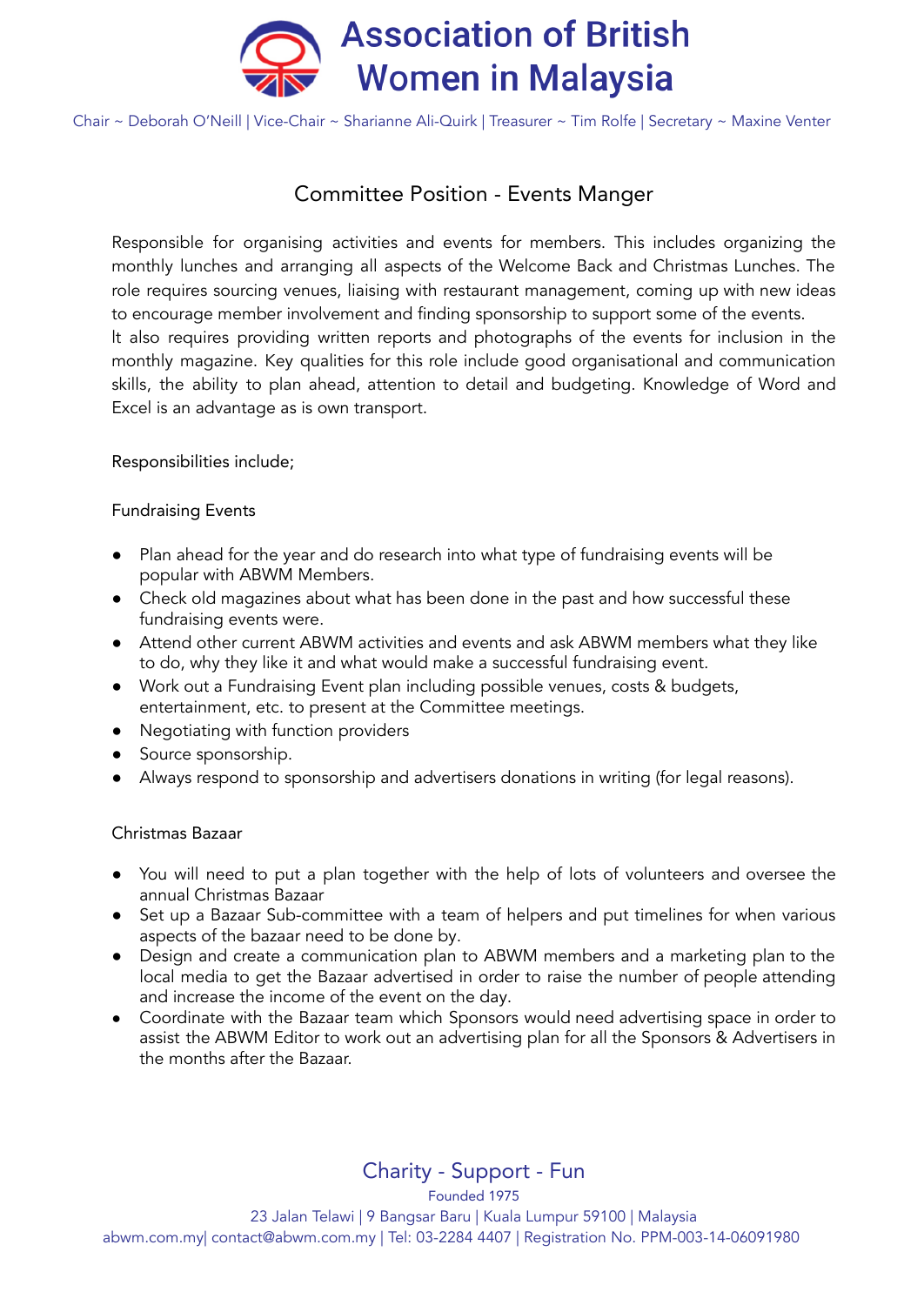# Association of British Women in Malaysia

Chair ~ Deborah O'Neill | Vice-Chair ~ Sharianne Ali-Quirk | Treasurer ~ Tim Rolfe | Secretary ~ Maxine Venter

## Committee Position - Events Manger

Responsible for organising activities and events for members. This includes organizing the monthly lunches and arranging all aspects of the Welcome Back and Christmas Lunches. The role requires sourcing venues, liaising with restaurant management, coming up with new ideas to encourage member involvement and finding sponsorship to support some of the events.
It also requires providing written reports and photographs of the events for inclusion in the monthly magazine. Key qualities for this role include good organisational and communication skills, the ability to plan ahead, attention to detail and budgeting. Knowledge of Word and Excel is an advantage as is own transport.

Responsibilities include;

Fundraising Events

- Plan ahead for the year and do research into what type of fundraising events will be popular with ABWM Members.
- Check old magazines about what has been done in the past and how successful these fundraising events were.
- Attend other current ABWM activities and events and ask ABWM members what they like to do, why they like it and what would make a successful fundraising event.
- Work out a Fundraising Event plan including possible venues, costs & budgets, entertainment, etc. to present at the Committee meetings.
- Negotiating with function providers
- Source sponsorship.
- Always respond to sponsorship and advertisers donations in writing (for legal reasons).

Christmas Bazaar

- You will need to put a plan together with the help of lots of volunteers and oversee the annual Christmas Bazaar
- Set up a Bazaar Sub-committee with a team of helpers and put timelines for when various aspects of the bazaar need to be done by.
- Design and create a communication plan to ABWM members and a marketing plan to the local media to get the Bazaar advertised in order to raise the number of people attending and increase the income of the event on the day.
- Coordinate with the Bazaar team which Sponsors would need advertising space in order to assist the ABWM Editor to work out an advertising plan for all the Sponsors & Advertisers in the months after the Bazaar.

Charity - Support - Fun

Founded 1975

23 Jalan Telawi | 9 Bangsar Baru | Kuala Lumpur 59100 | Malaysia

abwm.com.my| contact@abwm.com.my | Tel: 03-2284 4407 | Registration No. PPM-003-14-06091980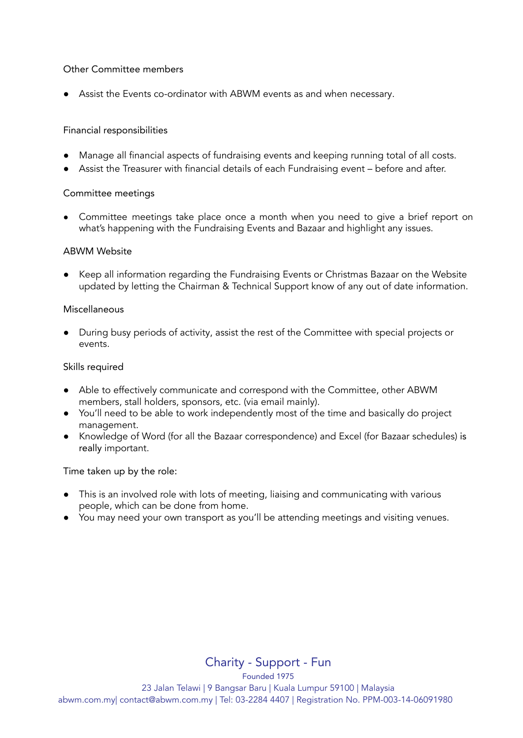### Other Committee members

- Assist the Events co-ordinator with ABWM events as and when necessary.

### Financial responsibilities

- Manage all financial aspects of fundraising events and keeping running total of all costs.
- Assist the Treasurer with financial details of each Fundraising event – before and after.

### Committee meetings

- Committee meetings take place once a month when you need to give a brief report on what's happening with the Fundraising Events and Bazaar and highlight any issues.

### ABWM Website

- Keep all information regarding the Fundraising Events or Christmas Bazaar on the Website updated by letting the Chairman & Technical Support know of any out of date information.

### Miscellaneous

- During busy periods of activity, assist the rest of the Committee with special projects or events.

### Skills required

- Able to effectively communicate and correspond with the Committee, other ABWM members, stall holders, sponsors, etc. (via email mainly).
- You'll need to be able to work independently most of the time and basically do project management.
- Knowledge of Word (for all the Bazaar correspondence) and Excel (for Bazaar schedules) is really important.

### Time taken up by the role:

- This is an involved role with lots of meeting, liaising and communicating with various people, which can be done from home.
- You may need your own transport as you'll be attending meetings and visiting venues.